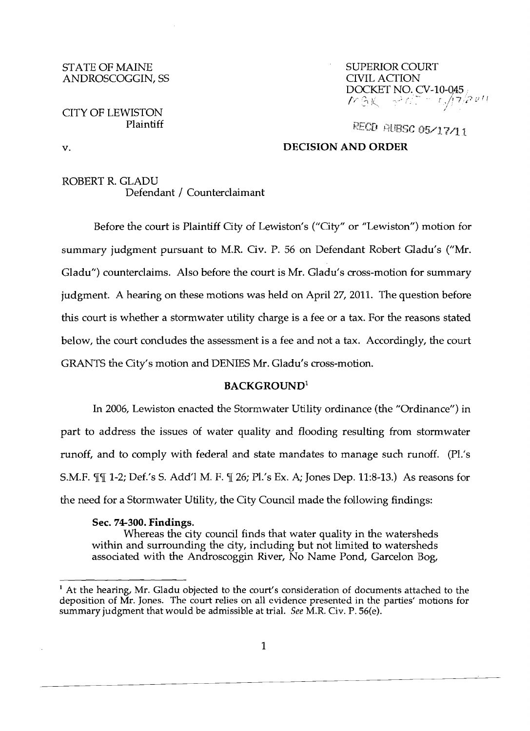STATE OF MAINE
ANDROSCOGGIN, SS

SUPERIOR COURT
CIVIL ACTION
DOCKET NO. CV-10-045

CITY OF LEWISTON
Plaintiff

RECD AUBSC 05/17/11

v.

**DECISION AND ORDER**

ROBERT R. GLADU
Defendant / Counterclaimant

Before the court is Plaintiff City of Lewiston's ("City" or "Lewiston") motion for summary judgment pursuant to M.R. Civ. P. 56 on Defendant Robert Gladu's ("Mr. Gladu") counterclaims. Also before the court is Mr. Gladu's cross-motion for summary judgment. A hearing on these motions was held on April 27, 2011. The question before this court is whether a stormwater utility charge is a fee or a tax. For the reasons stated below, the court concludes the assessment is a fee and not a tax. Accordingly, the court GRANTS the City's motion and DENIES Mr. Gladu's cross-motion.

**BACKGROUND**[1]

In 2006, Lewiston enacted the Stormwater Utility ordinance (the "Ordinance") in part to address the issues of water quality and flooding resulting from stormwater runoff, and to comply with federal and state mandates to manage such runoff. (Pl.'s S.M.F. ¶¶ 1-2; Def.'s S. Add'l M. F. ¶ 26; Pl.'s Ex. A; Jones Dep. 11:8-13.) As reasons for the need for a Stormwater Utility, the City Council made the following findings:

> **Sec. 74-300. Findings.**
> Whereas the city council finds that water quality in the watersheds within and surrounding the city, including but not limited to watersheds associated with the Androscoggin River, No Name Pond, Garcelon Bog,

---

[1] At the hearing, Mr. Gladu objected to the court's consideration of documents attached to the deposition of Mr. Jones. The court relies on all evidence presented in the parties' motions for summary judgment that would be admissible at trial. *See* M.R. Civ. P. 56(e).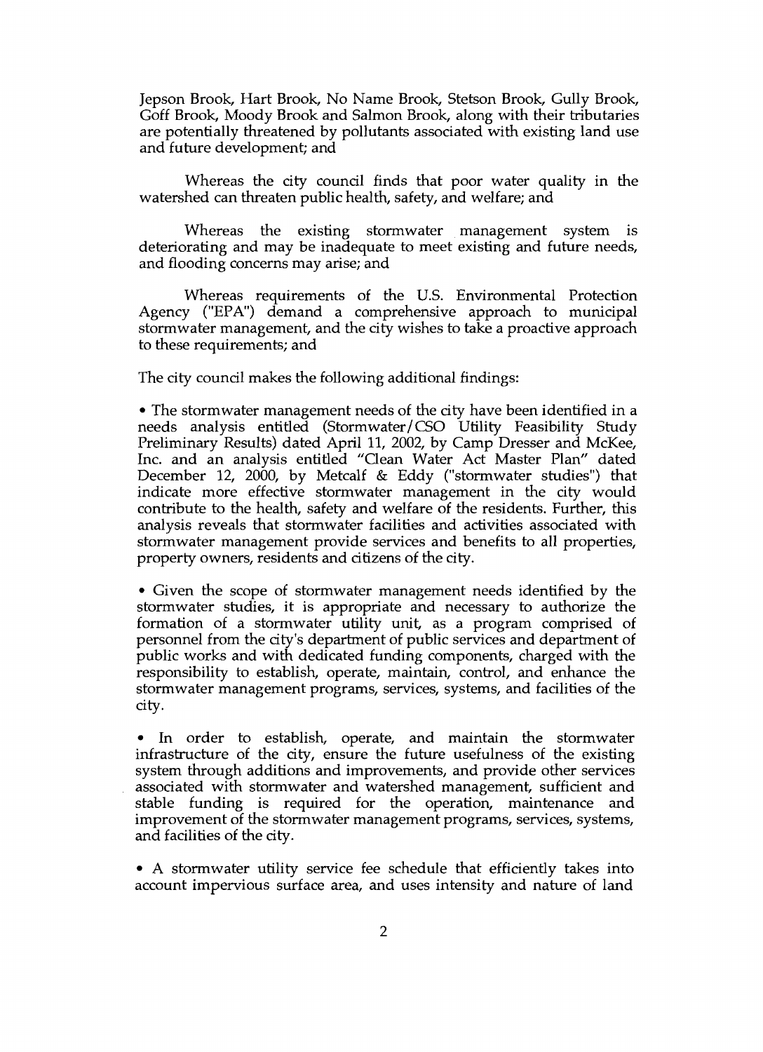Jepson Brook, Hart Brook, No Name Brook, Stetson Brook, Gully Brook, Goff Brook, Moody Brook and Salmon Brook, along with their tributaries are potentially threatened by pollutants associated with existing land use and future development; and

Whereas the city council finds that poor water quality in the watershed can threaten public health, safety, and welfare; and

Whereas the existing stormwater management system is deteriorating and may be inadequate to meet existing and future needs, and flooding concerns may arise; and

Whereas requirements of the U.S. Environmental Protection Agency ("EPA") demand a comprehensive approach to municipal stormwater management, and the city wishes to take a proactive approach to these requirements; and

The city council makes the following additional findings:

- The stormwater management needs of the city have been identified in a needs analysis entitled (Stormwater/CSO Utility Feasibility Study Preliminary Results) dated April 11, 2002, by Camp Dresser and McKee, Inc. and an analysis entitled "Clean Water Act Master Plan" dated December 12, 2000, by Metcalf & Eddy ("stormwater studies") that indicate more effective stormwater management in the city would contribute to the health, safety and welfare of the residents. Further, this analysis reveals that stormwater facilities and activities associated with stormwater management provide services and benefits to all properties, property owners, residents and citizens of the city.

- Given the scope of stormwater management needs identified by the stormwater studies, it is appropriate and necessary to authorize the formation of a stormwater utility unit, as a program comprised of personnel from the city's department of public services and department of public works and with dedicated funding components, charged with the responsibility to establish, operate, maintain, control, and enhance the stormwater management programs, services, systems, and facilities of the city.

- In order to establish, operate, and maintain the stormwater infrastructure of the city, ensure the future usefulness of the existing system through additions and improvements, and provide other services associated with stormwater and watershed management, sufficient and stable funding is required for the operation, maintenance and improvement of the stormwater management programs, services, systems, and facilities of the city.

- A stormwater utility service fee schedule that efficiently takes into account impervious surface area, and uses intensity and nature of land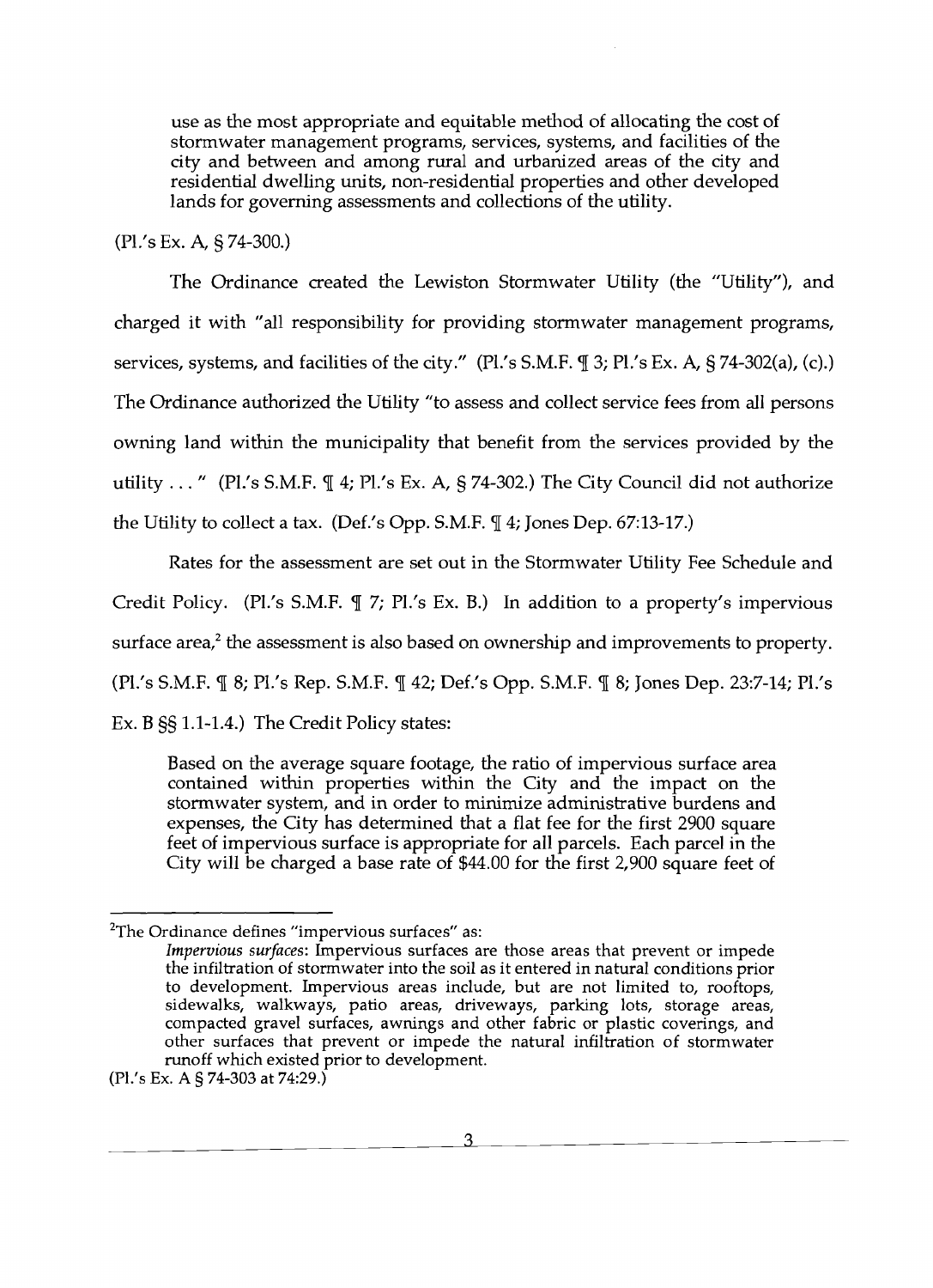> use as the most appropriate and equitable method of allocating the cost of stormwater management programs, services, systems, and facilities of the city and between and among rural and urbanized areas of the city and residential dwelling units, non-residential properties and other developed lands for governing assessments and collections of the utility.

(Pl.'s Ex. A, § 74-300.)

The Ordinance created the Lewiston Stormwater Utility (the "Utility"), and charged it with "all responsibility for providing stormwater management programs, services, systems, and facilities of the city." (Pl.'s S.M.F. ¶ 3; Pl.'s Ex. A, § 74-302(a), (c).) The Ordinance authorized the Utility "to assess and collect service fees from all persons owning land within the municipality that benefit from the services provided by the utility . . . " (Pl.'s S.M.F. ¶ 4; Pl.'s Ex. A, § 74-302.) The City Council did not authorize the Utility to collect a tax. (Def.'s Opp. S.M.F. ¶ 4; Jones Dep. 67:13-17.)

Rates for the assessment are set out in the Stormwater Utility Fee Schedule and Credit Policy. (Pl.'s S.M.F. ¶ 7; Pl.'s Ex. B.) In addition to a property's impervious surface area,[2] the assessment is also based on ownership and improvements to property. (Pl.'s S.M.F. ¶ 8; Pl.'s Rep. S.M.F. ¶ 42; Def.'s Opp. S.M.F. ¶ 8; Jones Dep. 23:7-14; Pl.'s Ex. B §§ 1.1-1.4.) The Credit Policy states:

> Based on the average square footage, the ratio of impervious surface area contained within properties within the City and the impact on the stormwater system, and in order to minimize administrative burdens and expenses, the City has determined that a flat fee for the first 2900 square feet of impervious surface is appropriate for all parcels. Each parcel in the City will be charged a base rate of $44.00 for the first 2,900 square feet of

---

[2]The Ordinance defines "impervious surfaces" as:

> *Impervious surfaces*: Impervious surfaces are those areas that prevent or impede the infiltration of stormwater into the soil as it entered in natural conditions prior to development. Impervious areas include, but are not limited to, rooftops, sidewalks, walkways, patio areas, driveways, parking lots, storage areas, compacted gravel surfaces, awnings and other fabric or plastic coverings, and other surfaces that prevent or impede the natural infiltration of stormwater runoff which existed prior to development.

(Pl.'s Ex. A § 74-303 at 74:29.)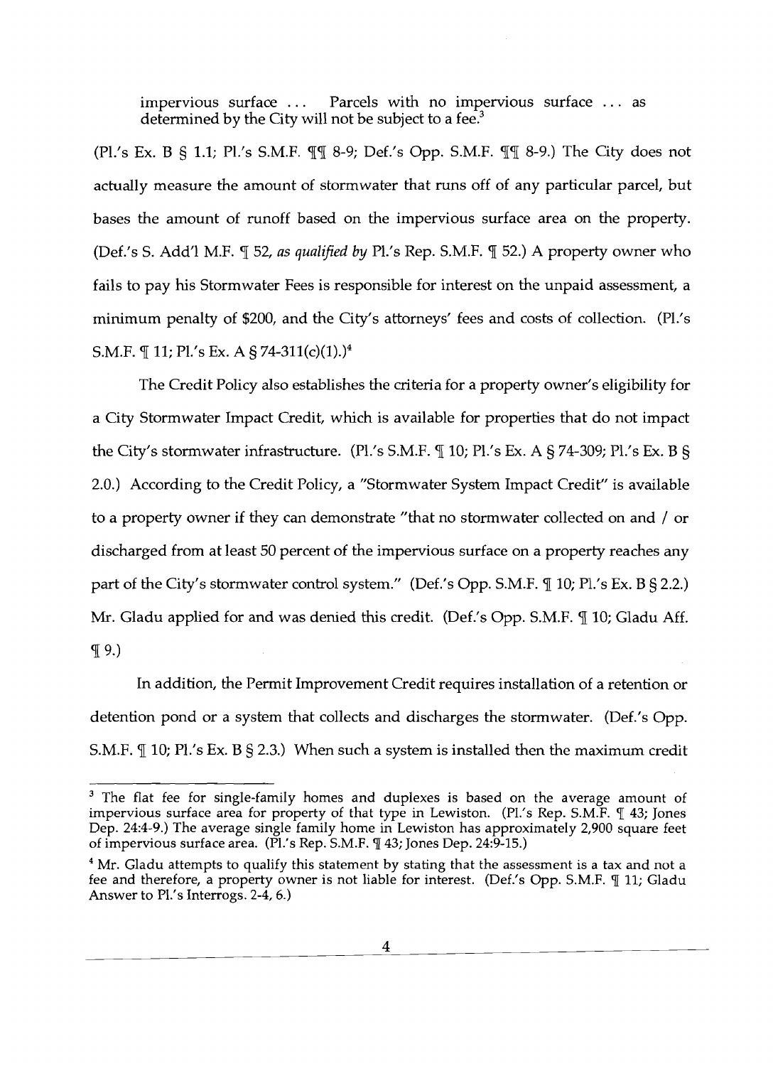> impervious surface ... Parcels with no impervious surface ... as determined by the City will not be subject to a fee.[3]

(Pl.'s Ex. B § 1.1; Pl.'s S.M.F. ¶¶ 8-9; Def.'s Opp. S.M.F. ¶¶ 8-9.) The City does not actually measure the amount of stormwater that runs off of any particular parcel, but bases the amount of runoff based on the impervious surface area on the property. (Def.'s S. Add'l M.F. ¶ 52, *as qualified by* Pl.'s Rep. S.M.F. ¶ 52.) A property owner who fails to pay his Stormwater Fees is responsible for interest on the unpaid assessment, a minimum penalty of $200, and the City's attorneys' fees and costs of collection. (Pl.'s S.M.F. ¶ 11; Pl.'s Ex. A § 74-311(c)(1).)[4]

The Credit Policy also establishes the criteria for a property owner's eligibility for a City Stormwater Impact Credit, which is available for properties that do not impact the City's stormwater infrastructure. (Pl.'s S.M.F. ¶ 10; Pl.'s Ex. A § 74-309; Pl.'s Ex. B § 2.0.) According to the Credit Policy, a "Stormwater System Impact Credit" is available to a property owner if they can demonstrate "that no stormwater collected on and / or discharged from at least 50 percent of the impervious surface on a property reaches any part of the City's stormwater control system." (Def.'s Opp. S.M.F. ¶ 10; Pl.'s Ex. B § 2.2.) Mr. Gladu applied for and was denied this credit. (Def.'s Opp. S.M.F. ¶ 10; Gladu Aff. ¶ 9.)

In addition, the Permit Improvement Credit requires installation of a retention or detention pond or a system that collects and discharges the stormwater. (Def.'s Opp. S.M.F. ¶ 10; Pl.'s Ex. B § 2.3.) When such a system is installed then the maximum credit

---

[3] The flat fee for single-family homes and duplexes is based on the average amount of impervious surface area for property of that type in Lewiston. (Pl.'s Rep. S.M.F. ¶ 43; Jones Dep. 24:4-9.) The average single family home in Lewiston has approximately 2,900 square feet of impervious surface area. (Pl.'s Rep. S.M.F. ¶ 43; Jones Dep. 24:9-15.)

[4] Mr. Gladu attempts to qualify this statement by stating that the assessment is a tax and not a fee and therefore, a property owner is not liable for interest. (Def.'s Opp. S.M.F. ¶ 11; Gladu Answer to Pl.'s Interrogs. 2-4, 6.)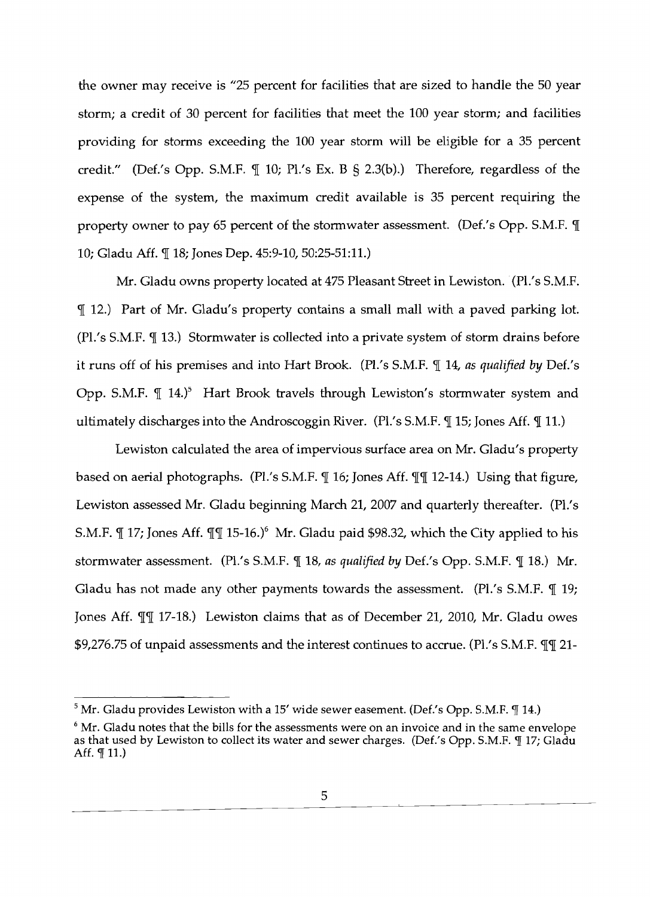the owner may receive is "25 percent for facilities that are sized to handle the 50 year storm; a credit of 30 percent for facilities that meet the 100 year storm; and facilities providing for storms exceeding the 100 year storm will be eligible for a 35 percent credit." (Def.'s Opp. S.M.F. ¶ 10; Pl.'s Ex. B § 2.3(b).) Therefore, regardless of the expense of the system, the maximum credit available is 35 percent requiring the property owner to pay 65 percent of the stormwater assessment. (Def.'s Opp. S.M.F. ¶ 10; Gladu Aff. ¶ 18; Jones Dep. 45:9-10, 50:25-51:11.)

Mr. Gladu owns property located at 475 Pleasant Street in Lewiston. (Pl.'s S.M.F. ¶ 12.) Part of Mr. Gladu's property contains a small mall with a paved parking lot. (Pl.'s S.M.F. ¶ 13.) Stormwater is collected into a private system of storm drains before it runs off of his premises and into Hart Brook. (Pl.'s S.M.F. ¶ 14, *as qualified by* Def.'s Opp. S.M.F. ¶ 14.)[5] Hart Brook travels through Lewiston's stormwater system and ultimately discharges into the Androscoggin River. (Pl.'s S.M.F. ¶ 15; Jones Aff. ¶ 11.)

Lewiston calculated the area of impervious surface area on Mr. Gladu's property based on aerial photographs. (Pl.'s S.M.F. ¶ 16; Jones Aff. ¶¶ 12-14.) Using that figure, Lewiston assessed Mr. Gladu beginning March 21, 2007 and quarterly thereafter. (Pl.'s S.M.F. ¶ 17; Jones Aff. ¶¶ 15-16.)[6] Mr. Gladu paid $98.32, which the City applied to his stormwater assessment. (Pl.'s S.M.F. ¶ 18, *as qualified by* Def.'s Opp. S.M.F. ¶ 18.) Mr. Gladu has not made any other payments towards the assessment. (Pl.'s S.M.F. ¶ 19; Jones Aff. ¶¶ 17-18.) Lewiston claims that as of December 21, 2010, Mr. Gladu owes $9,276.75 of unpaid assessments and the interest continues to accrue. (Pl.'s S.M.F. ¶¶ 21-

---

[5] Mr. Gladu provides Lewiston with a 15' wide sewer easement. (Def.'s Opp. S.M.F. ¶ 14.)

[6] Mr. Gladu notes that the bills for the assessments were on an invoice and in the same envelope as that used by Lewiston to collect its water and sewer charges. (Def.'s Opp. S.M.F. ¶ 17; Gladu Aff. ¶ 11.)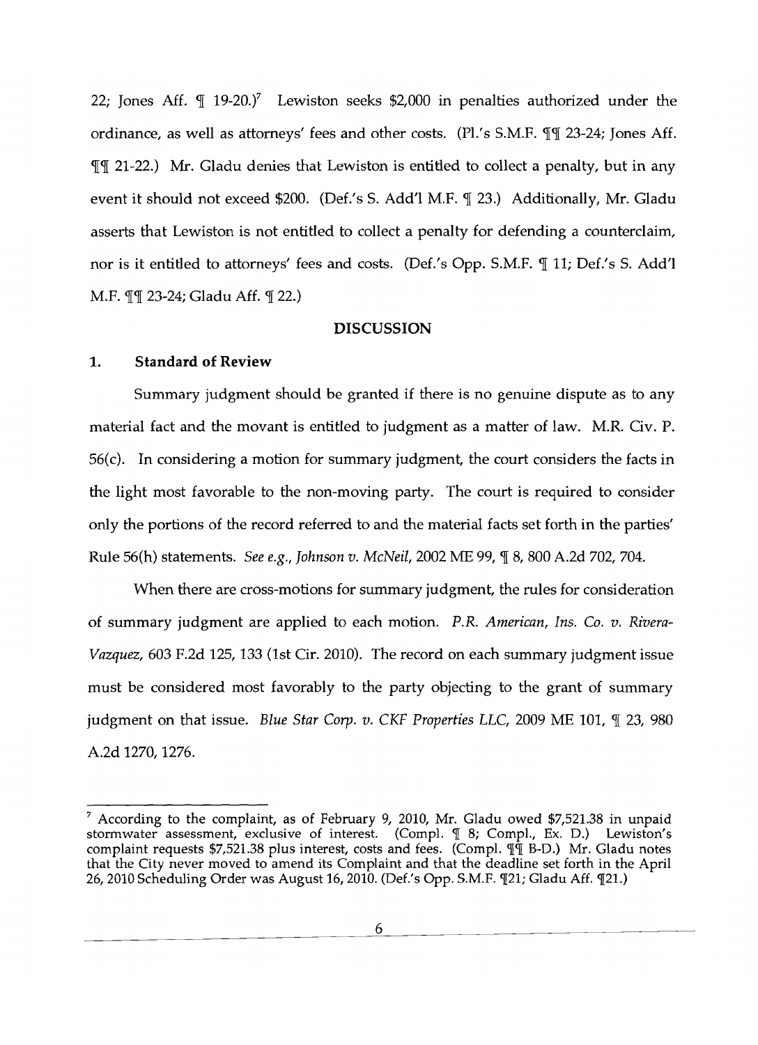22; Jones Aff. ¶ 19-20.)[7] Lewiston seeks $2,000 in penalties authorized under the ordinance, as well as attorneys' fees and other costs. (Pl.'s S.M.F. ¶¶ 23-24; Jones Aff. ¶¶ 21-22.) Mr. Gladu denies that Lewiston is entitled to collect a penalty, but in any event it should not exceed $200. (Def.'s S. Add'l M.F. ¶ 23.) Additionally, Mr. Gladu asserts that Lewiston is not entitled to collect a penalty for defending a counterclaim, nor is it entitled to attorneys' fees and costs. (Def.'s Opp. S.M.F. ¶ 11; Def.'s S. Add'l M.F. ¶¶ 23-24; Gladu Aff. ¶ 22.)

## DISCUSSION

### 1. Standard of Review

Summary judgment should be granted if there is no genuine dispute as to any material fact and the movant is entitled to judgment as a matter of law. M.R. Civ. P. 56(c). In considering a motion for summary judgment, the court considers the facts in the light most favorable to the non-moving party. The court is required to consider only the portions of the record referred to and the material facts set forth in the parties' Rule 56(h) statements. *See e.g., Johnson v. McNeil*, 2002 ME 99, ¶ 8, 800 A.2d 702, 704.

When there are cross-motions for summary judgment, the rules for consideration of summary judgment are applied to each motion. *P.R. American, Ins. Co. v. Rivera-Vazquez*, 603 F.2d 125, 133 (1st Cir. 2010). The record on each summary judgment issue must be considered most favorably to the party objecting to the grant of summary judgment on that issue. *Blue Star Corp. v. CKF Properties LLC*, 2009 ME 101, ¶ 23, 980 A.2d 1270, 1276.

---

[7] According to the complaint, as of February 9, 2010, Mr. Gladu owed $7,521.38 in unpaid stormwater assessment, exclusive of interest. (Compl. ¶ 8; Compl., Ex. D.) Lewiston's complaint requests $7,521.38 plus interest, costs and fees. (Compl. ¶¶ B-D.) Mr. Gladu notes that the City never moved to amend its Complaint and that the deadline set forth in the April 26, 2010 Scheduling Order was August 16, 2010. (Def.'s Opp. S.M.F. ¶21; Gladu Aff. ¶21.)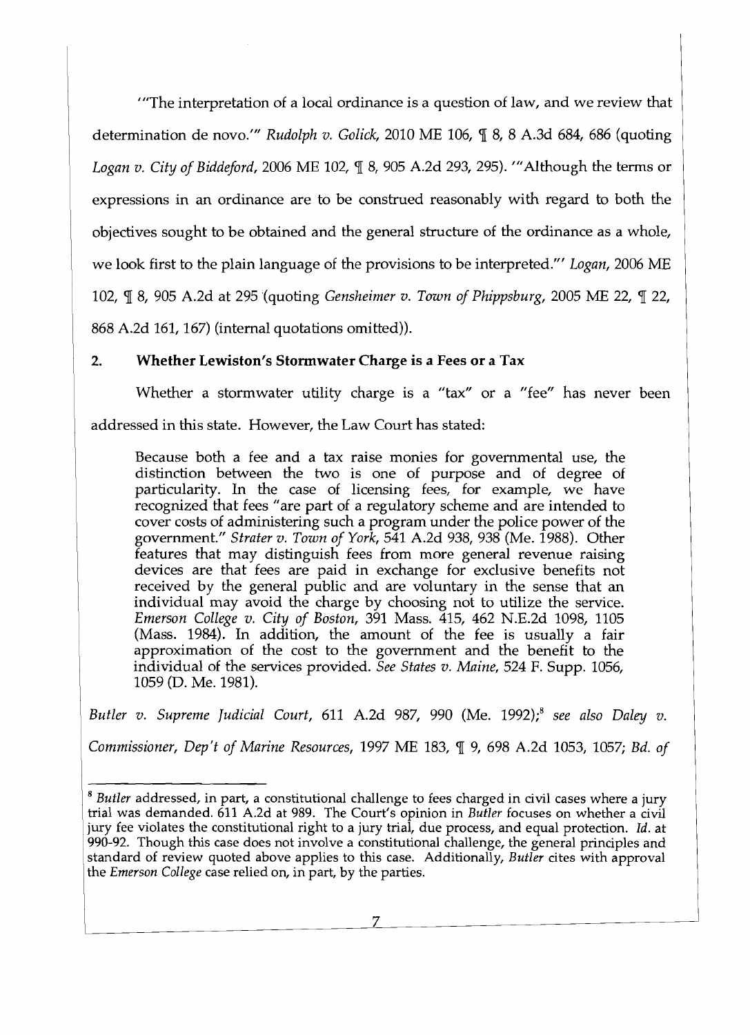'"The interpretation of a local ordinance is a question of law, and we review that determination de novo.'" *Rudolph v. Golick*, 2010 ME 106, ¶ 8, 8 A.3d 684, 686 (quoting *Logan v. City of Biddeford*, 2006 ME 102, ¶ 8, 905 A.2d 293, 295). '"Although the terms or expressions in an ordinance are to be construed reasonably with regard to both the objectives sought to be obtained and the general structure of the ordinance as a whole, we look first to the plain language of the provisions to be interpreted."' *Logan*, 2006 ME 102, ¶ 8, 905 A.2d at 295 (quoting *Gensheimer v. Town of Phippsburg*, 2005 ME 22, ¶ 22, 868 A.2d 161, 167) (internal quotations omitted)).

## 2. Whether Lewiston's Stormwater Charge is a Fees or a Tax

Whether a stormwater utility charge is a "tax" or a "fee" has never been addressed in this state. However, the Law Court has stated:

> Because both a fee and a tax raise monies for governmental use, the distinction between the two is one of purpose and of degree of particularity. In the case of licensing fees, for example, we have recognized that fees "are part of a regulatory scheme and are intended to cover costs of administering such a program under the police power of the government." *Strater v. Town of York*, 541 A.2d 938, 938 (Me. 1988). Other features that may distinguish fees from more general revenue raising devices are that fees are paid in exchange for exclusive benefits not received by the general public and are voluntary in the sense that an individual may avoid the charge by choosing not to utilize the service. *Emerson College v. City of Boston*, 391 Mass. 415, 462 N.E.2d 1098, 1105 (Mass. 1984). In addition, the amount of the fee is usually a fair approximation of the cost to the government and the benefit to the individual of the services provided. *See States v. Maine*, 524 F. Supp. 1056, 1059 (D. Me. 1981).

*Butler v. Supreme Judicial Court*, 611 A.2d 987, 990 (Me. 1992);[8] *see also Daley v. Commissioner, Dep't of Marine Resources*, 1997 ME 183, ¶ 9, 698 A.2d 1053, 1057; *Bd. of*

---

[8] *Butler* addressed, in part, a constitutional challenge to fees charged in civil cases where a jury trial was demanded. 611 A.2d at 989. The Court's opinion in *Butler* focuses on whether a civil jury fee violates the constitutional right to a jury trial, due process, and equal protection. *Id.* at 990-92. Though this case does not involve a constitutional challenge, the general principles and standard of review quoted above applies to this case. Additionally, *Butler* cites with approval the *Emerson College* case relied on, in part, by the parties.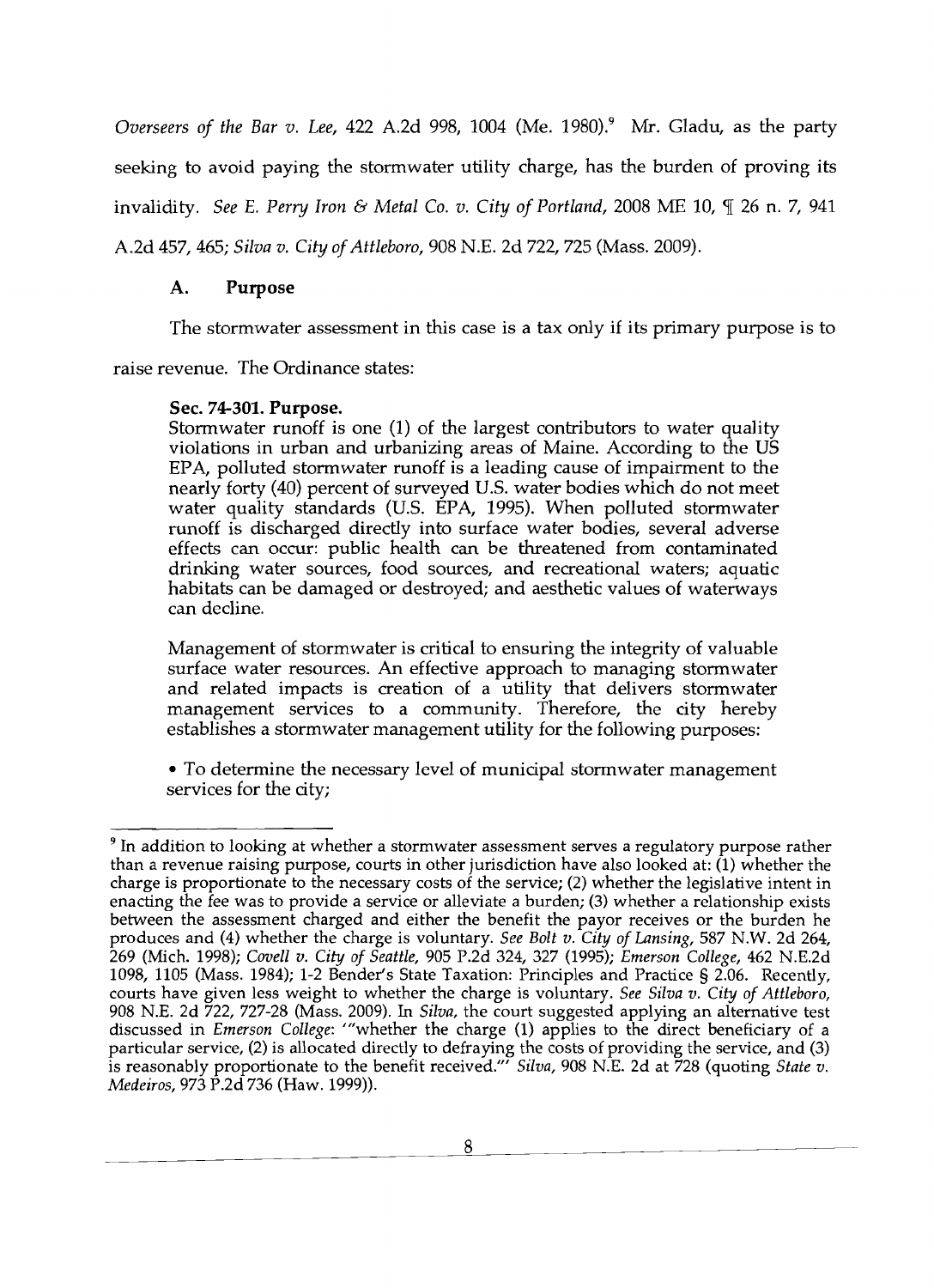*Overseers of the Bar v. Lee*, 422 A.2d 998, 1004 (Me. 1980).[9] Mr. Gladu, as the party seeking to avoid paying the stormwater utility charge, has the burden of proving its invalidity. *See E. Perry Iron & Metal Co. v. City of Portland*, 2008 ME 10, ¶ 26 n. 7, 941 A.2d 457, 465; *Silva v. City of Attleboro*, 908 N.E. 2d 722, 725 (Mass. 2009).

### A. Purpose

The stormwater assessment in this case is a tax only if its primary purpose is to raise revenue. The Ordinance states:

> **Sec. 74-301. Purpose.**
> Stormwater runoff is one (1) of the largest contributors to water quality violations in urban and urbanizing areas of Maine. According to the US EPA, polluted stormwater runoff is a leading cause of impairment to the nearly forty (40) percent of surveyed U.S. water bodies which do not meet water quality standards (U.S. EPA, 1995). When polluted stormwater runoff is discharged directly into surface water bodies, several adverse effects can occur: public health can be threatened from contaminated drinking water sources, food sources, and recreational waters; aquatic habitats can be damaged or destroyed; and aesthetic values of waterways can decline.
>
> Management of stormwater is critical to ensuring the integrity of valuable surface water resources. An effective approach to managing stormwater and related impacts is creation of a utility that delivers stormwater management services to a community. Therefore, the city hereby establishes a stormwater management utility for the following purposes:
>
> • To determine the necessary level of municipal stormwater management services for the city;

---

[9] In addition to looking at whether a stormwater assessment serves a regulatory purpose rather than a revenue raising purpose, courts in other jurisdiction have also looked at: (1) whether the charge is proportionate to the necessary costs of the service; (2) whether the legislative intent in enacting the fee was to provide a service or alleviate a burden; (3) whether a relationship exists between the assessment charged and either the benefit the payor receives or the burden he produces and (4) whether the charge is voluntary. *See Bolt v. City of Lansing*, 587 N.W. 2d 264, 269 (Mich. 1998); *Covell v. City of Seattle*, 905 P.2d 324, 327 (1995); *Emerson College*, 462 N.E.2d 1098, 1105 (Mass. 1984); 1-2 Bender's State Taxation: Principles and Practice § 2.06. Recently, courts have given less weight to whether the charge is voluntary. *See Silva v. City of Attleboro*, 908 N.E. 2d 722, 727-28 (Mass. 2009). In *Silva*, the court suggested applying an alternative test discussed in *Emerson College*: '"whether the charge (1) applies to the direct beneficiary of a particular service, (2) is allocated directly to defraying the costs of providing the service, and (3) is reasonably proportionate to the benefit received."' *Silva*, 908 N.E. 2d at 728 (quoting *State v. Medeiros*, 973 P.2d 736 (Haw. 1999)).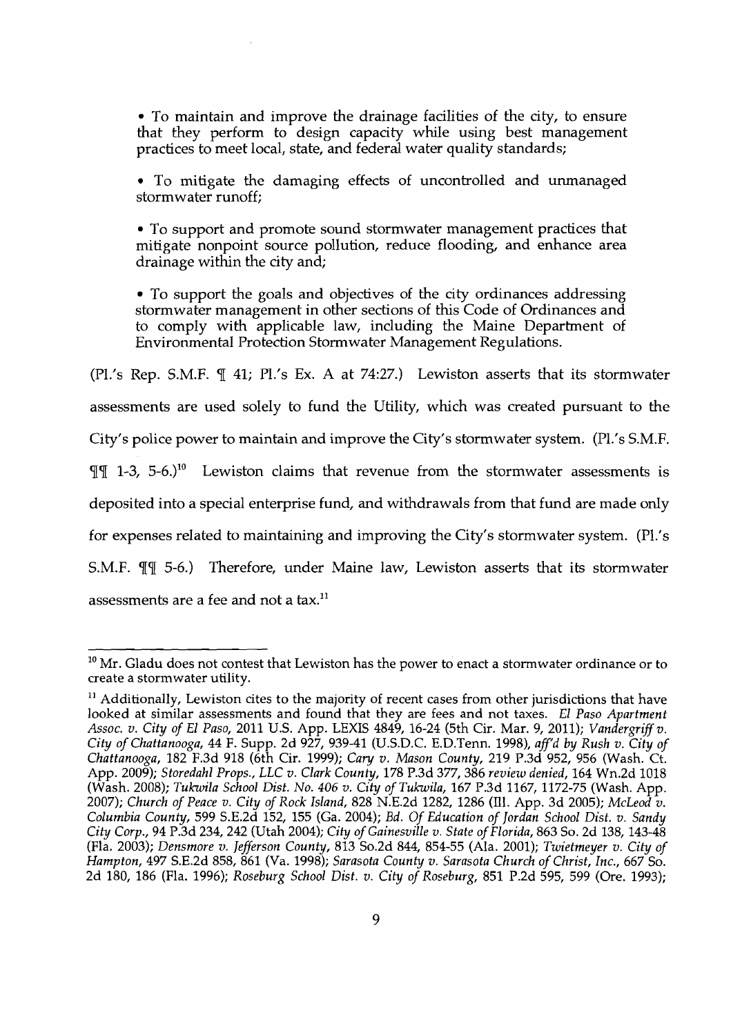- To maintain and improve the drainage facilities of the city, to ensure that they perform to design capacity while using best management practices to meet local, state, and federal water quality standards;

- To mitigate the damaging effects of uncontrolled and unmanaged stormwater runoff;

- To support and promote sound stormwater management practices that mitigate nonpoint source pollution, reduce flooding, and enhance area drainage within the city and;

- To support the goals and objectives of the city ordinances addressing stormwater management in other sections of this Code of Ordinances and to comply with applicable law, including the Maine Department of Environmental Protection Stormwater Management Regulations.

(Pl.'s Rep. S.M.F. ¶ 41; Pl.'s Ex. A at 74:27.) Lewiston asserts that its stormwater assessments are used solely to fund the Utility, which was created pursuant to the City's police power to maintain and improve the City's stormwater system. (Pl.'s S.M.F. ¶¶ 1-3, 5-6.)[10] Lewiston claims that revenue from the stormwater assessments is deposited into a special enterprise fund, and withdrawals from that fund are made only for expenses related to maintaining and improving the City's stormwater system. (Pl.'s S.M.F. ¶¶ 5-6.) Therefore, under Maine law, Lewiston asserts that its stormwater assessments are a fee and not a tax.[11]

---

[10] Mr. Gladu does not contest that Lewiston has the power to enact a stormwater ordinance or to create a stormwater utility.

[11] Additionally, Lewiston cites to the majority of recent cases from other jurisdictions that have looked at similar assessments and found that they are fees and not taxes. *El Paso Apartment Assoc. v. City of El Paso*, 2011 U.S. App. LEXIS 4849, 16-24 (5th Cir. Mar. 9, 2011); *Vandergriff v. City of Chattanooga*, 44 F. Supp. 2d 927, 939-41 (U.S.D.C. E.D.Tenn. 1998), *aff'd by Rush v. City of Chattanooga*, 182 F.3d 918 (6th Cir. 1999); *Cary v. Mason County*, 219 P.3d 952, 956 (Wash. Ct. App. 2009); *Storedahl Props., LLC v. Clark County*, 178 P.3d 377, 386 *review denied*, 164 Wn.2d 1018 (Wash. 2008); *Tukwila School Dist. No. 406 v. City of Tukwila*, 167 P.3d 1167, 1172-75 (Wash. App. 2007); *Church of Peace v. City of Rock Island*, 828 N.E.2d 1282, 1286 (Ill. App. 3d 2005); *McLeod v. Columbia County*, 599 S.E.2d 152, 155 (Ga. 2004); *Bd. Of Education of Jordan School Dist. v. Sandy City Corp.*, 94 P.3d 234, 242 (Utah 2004); *City of Gainesville v. State of Florida*, 863 So. 2d 138, 143-48 (Fla. 2003); *Densmore v. Jefferson County*, 813 So.2d 844, 854-55 (Ala. 2001); *Twietmeyer v. City of Hampton*, 497 S.E.2d 858, 861 (Va. 1998); *Sarasota County v. Sarasota Church of Christ, Inc.*, 667 So. 2d 180, 186 (Fla. 1996); *Roseburg School Dist. v. City of Roseburg*, 851 P.2d 595, 599 (Ore. 1993);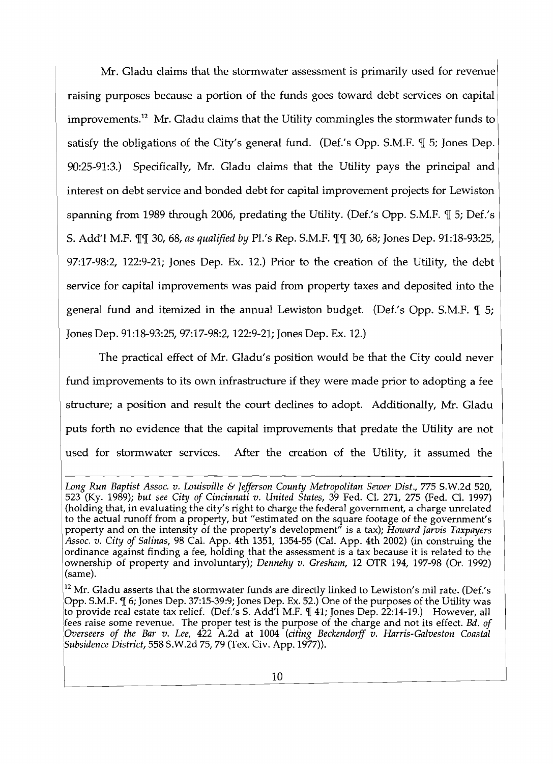Mr. Gladu claims that the stormwater assessment is primarily used for revenue raising purposes because a portion of the funds goes toward debt services on capital improvements.[12] Mr. Gladu claims that the Utility commingles the stormwater funds to satisfy the obligations of the City's general fund. (Def.'s Opp. S.M.F. ¶ 5; Jones Dep. 90:25-91:3.) Specifically, Mr. Gladu claims that the Utility pays the principal and interest on debt service and bonded debt for capital improvement projects for Lewiston spanning from 1989 through 2006, predating the Utility. (Def.'s Opp. S.M.F. ¶ 5; Def.'s S. Add'l M.F. ¶¶ 30, 68, *as qualified by* Pl.'s Rep. S.M.F. ¶¶ 30, 68; Jones Dep. 91:18-93:25, 97:17-98:2, 122:9-21; Jones Dep. Ex. 12.) Prior to the creation of the Utility, the debt service for capital improvements was paid from property taxes and deposited into the general fund and itemized in the annual Lewiston budget. (Def.'s Opp. S.M.F. ¶ 5; Jones Dep. 91:18-93:25, 97:17-98:2, 122:9-21; Jones Dep. Ex. 12.)

The practical effect of Mr. Gladu's position would be that the City could never fund improvements to its own infrastructure if they were made prior to adopting a fee structure; a position and result the court declines to adopt. Additionally, Mr. Gladu puts forth no evidence that the capital improvements that predate the Utility are not used for stormwater services. After the creation of the Utility, it assumed the

---

*Long Run Baptist Assoc. v. Louisville & Jefferson County Metropolitan Sewer Dist.*, 775 S.W.2d 520, 523 (Ky. 1989); *but see City of Cincinnati v. United States*, 39 Fed. Cl. 271, 275 (Fed. Cl. 1997) (holding that, in evaluating the city's right to charge the federal government, a charge unrelated to the actual runoff from a property, but "estimated on the square footage of the government's property and on the intensity of the property's development" is a tax); *Howard Jarvis Taxpayers Assoc. v. City of Salinas*, 98 Cal. App. 4th 1351, 1354-55 (Cal. App. 4th 2002) (in construing the ordinance against finding a fee, holding that the assessment is a tax because it is related to the ownership of property and involuntary); *Dennehy v. Gresham*, 12 OTR 194, 197-98 (Or. 1992) (same).

[12] Mr. Gladu asserts that the stormwater funds are directly linked to Lewiston's mil rate. (Def.'s Opp. S.M.F. ¶ 6; Jones Dep. 37:15-39:9; Jones Dep. Ex. 52.) One of the purposes of the Utility was to provide real estate tax relief. (Def.'s S. Add'l M.F. ¶ 41; Jones Dep. 22:14-19.) However, all fees raise some revenue. The proper test is the purpose of the charge and not its effect. *Bd. of Overseers of the Bar v. Lee*, 422 A.2d at 1004 (*citing Beckendorff v. Harris-Galveston Coastal Subsidence District*, 558 S.W.2d 75, 79 (Tex. Civ. App. 1977)).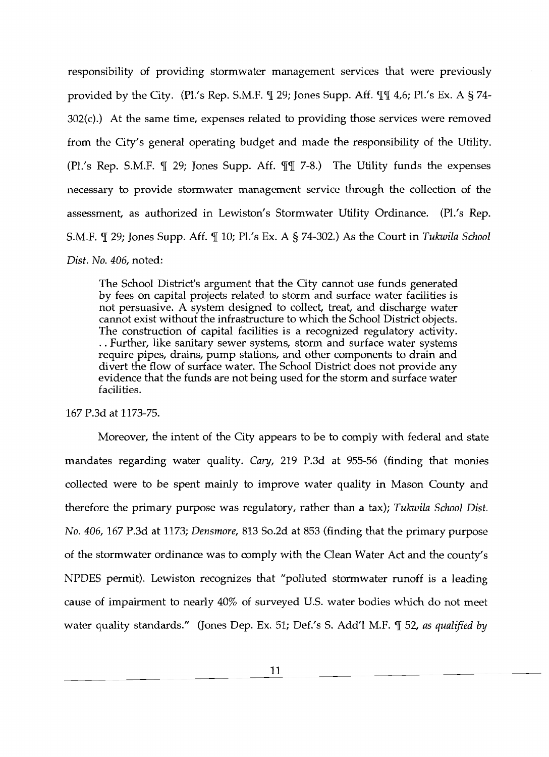responsibility of providing stormwater management services that were previously provided by the City. (Pl.'s Rep. S.M.F. ¶ 29; Jones Supp. Aff. ¶¶ 4,6; Pl.'s Ex. A § 74-302(c).) At the same time, expenses related to providing those services were removed from the City's general operating budget and made the responsibility of the Utility. (Pl.'s Rep. S.M.F. ¶ 29; Jones Supp. Aff. ¶¶ 7-8.) The Utility funds the expenses necessary to provide stormwater management service through the collection of the assessment, as authorized in Lewiston's Stormwater Utility Ordinance. (Pl.'s Rep. S.M.F. ¶ 29; Jones Supp. Aff. ¶ 10; Pl.'s Ex. A § 74-302.) As the Court in *Tukwila School Dist. No. 406*, noted:

> The School District's argument that the City cannot use funds generated by fees on capital projects related to storm and surface water facilities is not persuasive. A system designed to collect, treat, and discharge water cannot exist without the infrastructure to which the School District objects. The construction of capital facilities is a recognized regulatory activity. . . Further, like sanitary sewer systems, storm and surface water systems require pipes, drains, pump stations, and other components to drain and divert the flow of surface water. The School District does not provide any evidence that the funds are not being used for the storm and surface water facilities.

167 P.3d at 1173-75.

Moreover, the intent of the City appears to be to comply with federal and state mandates regarding water quality. *Cary*, 219 P.3d at 955-56 (finding that monies collected were to be spent mainly to improve water quality in Mason County and therefore the primary purpose was regulatory, rather than a tax); *Tukwila School Dist. No. 406*, 167 P.3d at 1173; *Densmore*, 813 So.2d at 853 (finding that the primary purpose of the stormwater ordinance was to comply with the Clean Water Act and the county's NPDES permit). Lewiston recognizes that "polluted stormwater runoff is a leading cause of impairment to nearly 40% of surveyed U.S. water bodies which do not meet water quality standards." (Jones Dep. Ex. 51; Def.'s S. Add'l M.F. ¶ 52, *as qualified by*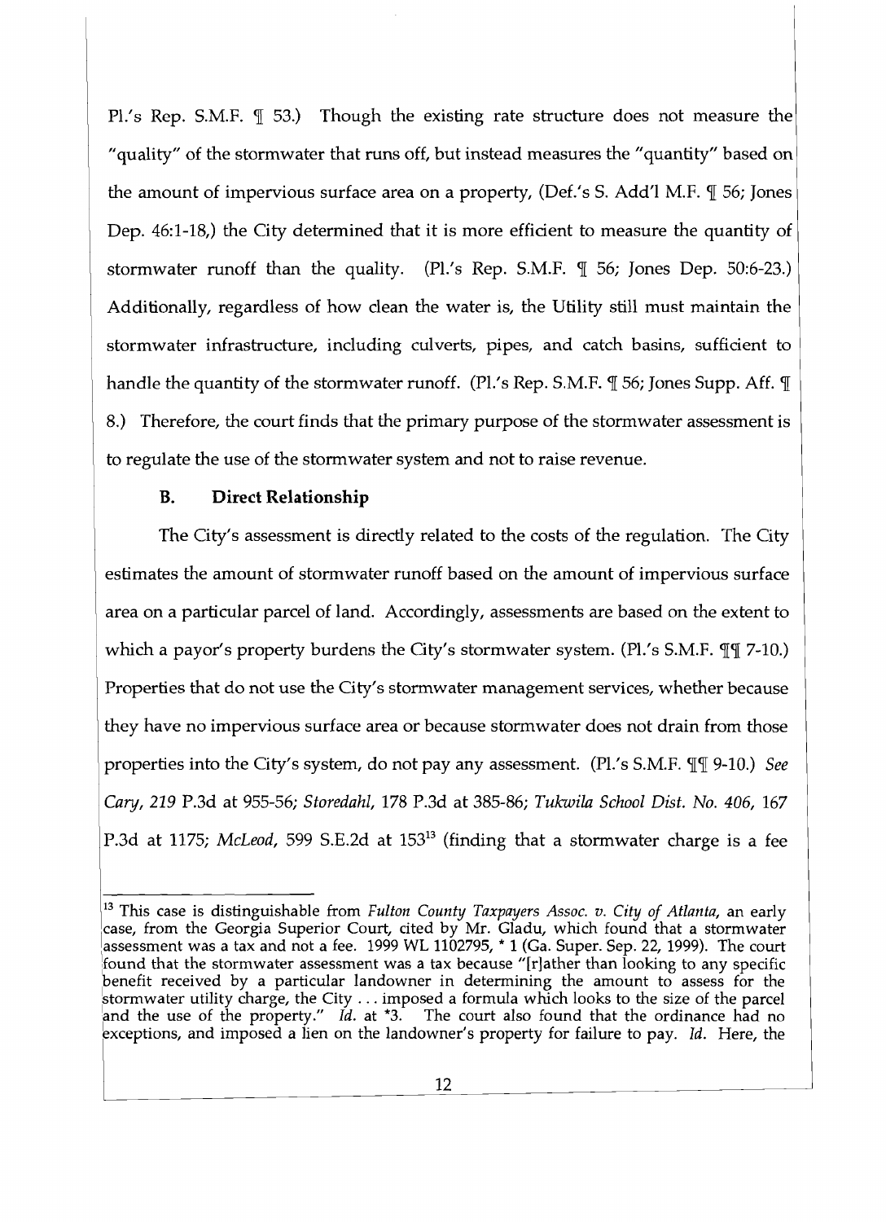Pl.'s Rep. S.M.F. ¶ 53.) Though the existing rate structure does not measure the "quality" of the stormwater that runs off, but instead measures the "quantity" based on the amount of impervious surface area on a property, (Def.'s S. Add'l M.F. ¶ 56; Jones Dep. 46:1-18,) the City determined that it is more efficient to measure the quantity of stormwater runoff than the quality. (Pl.'s Rep. S.M.F. ¶ 56; Jones Dep. 50:6-23.) Additionally, regardless of how clean the water is, the Utility still must maintain the stormwater infrastructure, including culverts, pipes, and catch basins, sufficient to handle the quantity of the stormwater runoff. (Pl.'s Rep. S.M.F. ¶ 56; Jones Supp. Aff. ¶ 8.) Therefore, the court finds that the primary purpose of the stormwater assessment is to regulate the use of the stormwater system and not to raise revenue.

### B. Direct Relationship

The City's assessment is directly related to the costs of the regulation. The City estimates the amount of stormwater runoff based on the amount of impervious surface area on a particular parcel of land. Accordingly, assessments are based on the extent to which a payor's property burdens the City's stormwater system. (Pl.'s S.M.F. ¶¶ 7-10.) Properties that do not use the City's stormwater management services, whether because they have no impervious surface area or because stormwater does not drain from those properties into the City's system, do not pay any assessment. (Pl.'s S.M.F. ¶¶ 9-10.) *See Cary*, 219 P.3d at 955-56; *Storedahl*, 178 P.3d at 385-86; *Tukwila School Dist. No. 406*, 167 P.3d at 1175; *McLeod*, 599 S.E.2d at 153[13] (finding that a stormwater charge is a fee

---

[13] This case is distinguishable from *Fulton County Taxpayers Assoc. v. City of Atlanta*, an early case, from the Georgia Superior Court, cited by Mr. Gladu, which found that a stormwater assessment was a tax and not a fee. 1999 WL 1102795, * 1 (Ga. Super. Sep. 22, 1999). The court found that the stormwater assessment was a tax because "[r]ather than looking to any specific benefit received by a particular landowner in determining the amount to assess for the stormwater utility charge, the City . . . imposed a formula which looks to the size of the parcel and the use of the property." *Id.* at *3. The court also found that the ordinance had no exceptions, and imposed a lien on the landowner's property for failure to pay. *Id.* Here, the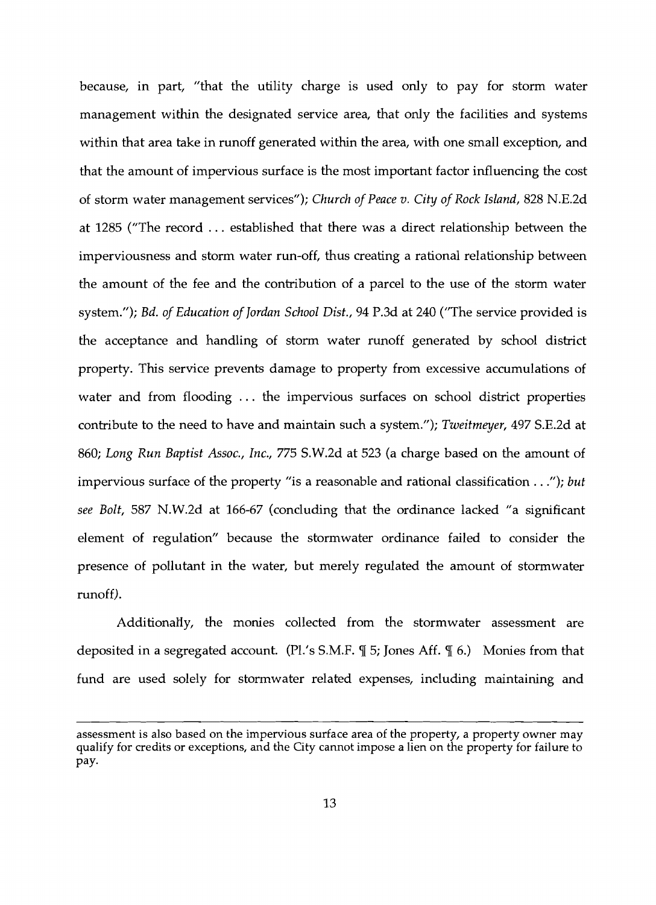because, in part, "that the utility charge is used only to pay for storm water management within the designated service area, that only the facilities and systems within that area take in runoff generated within the area, with one small exception, and that the amount of impervious surface is the most important factor influencing the cost of storm water management services"); *Church of Peace v. City of Rock Island*, 828 N.E.2d at 1285 ("The record . . . established that there was a direct relationship between the imperviousness and storm water run-off, thus creating a rational relationship between the amount of the fee and the contribution of a parcel to the use of the storm water system."); *Bd. of Education of Jordan School Dist.*, 94 P.3d at 240 ("The service provided is the acceptance and handling of storm water runoff generated by school district property. This service prevents damage to property from excessive accumulations of water and from flooding . . . the impervious surfaces on school district properties contribute to the need to have and maintain such a system."); *Tweitmeyer*, 497 S.E.2d at 860; *Long Run Baptist Assoc., Inc.*, 775 S.W.2d at 523 (a charge based on the amount of impervious surface of the property "is a reasonable and rational classification . . ."); *but see Bolt*, 587 N.W.2d at 166-67 (concluding that the ordinance lacked "a significant element of regulation" because the stormwater ordinance failed to consider the presence of pollutant in the water, but merely regulated the amount of stormwater runoff).

Additionally, the monies collected from the stormwater assessment are deposited in a segregated account. (Pl.'s S.M.F. ¶ 5; Jones Aff. ¶ 6.) Monies from that fund are used solely for stormwater related expenses, including maintaining and

---

assessment is also based on the impervious surface area of the property, a property owner may qualify for credits or exceptions, and the City cannot impose a lien on the property for failure to pay.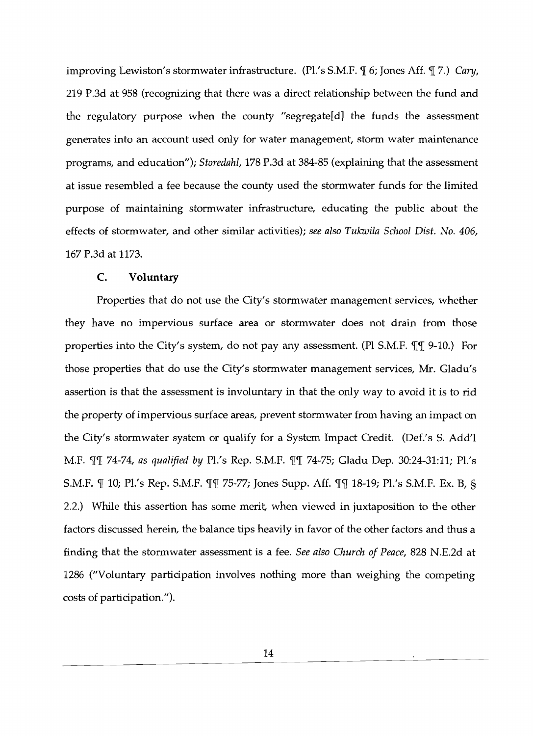improving Lewiston's stormwater infrastructure. (Pl.'s S.M.F. ¶ 6; Jones Aff. ¶ 7.) *Cary*, 219 P.3d at 958 (recognizing that there was a direct relationship between the fund and the regulatory purpose when the county "segregate[d] the funds the assessment generates into an account used only for water management, storm water maintenance programs, and education"); *Storedahl*, 178 P.3d at 384-85 (explaining that the assessment at issue resembled a fee because the county used the stormwater funds for the limited purpose of maintaining stormwater infrastructure, educating the public about the effects of stormwater, and other similar activities); *see also Tukwila School Dist. No. 406*, 167 P.3d at 1173.

### C. Voluntary

Properties that do not use the City's stormwater management services, whether they have no impervious surface area or stormwater does not drain from those properties into the City's system, do not pay any assessment. (Pl S.M.F. ¶¶ 9-10.) For those properties that do use the City's stormwater management services, Mr. Gladu's assertion is that the assessment is involuntary in that the only way to avoid it is to rid the property of impervious surface areas, prevent stormwater from having an impact on the City's stormwater system or qualify for a System Impact Credit. (Def.'s S. Add'l M.F. ¶¶ 74-74, *as qualified by* Pl.'s Rep. S.M.F. ¶¶ 74-75; Gladu Dep. 30:24-31:11; Pl.'s S.M.F. ¶ 10; Pl.'s Rep. S.M.F. ¶¶ 75-77; Jones Supp. Aff. ¶¶ 18-19; Pl.'s S.M.F. Ex. B, § 2.2.) While this assertion has some merit, when viewed in juxtaposition to the other factors discussed herein, the balance tips heavily in favor of the other factors and thus a finding that the stormwater assessment is a fee. *See also Church of Peace*, 828 N.E.2d at 1286 ("Voluntary participation involves nothing more than weighing the competing costs of participation.").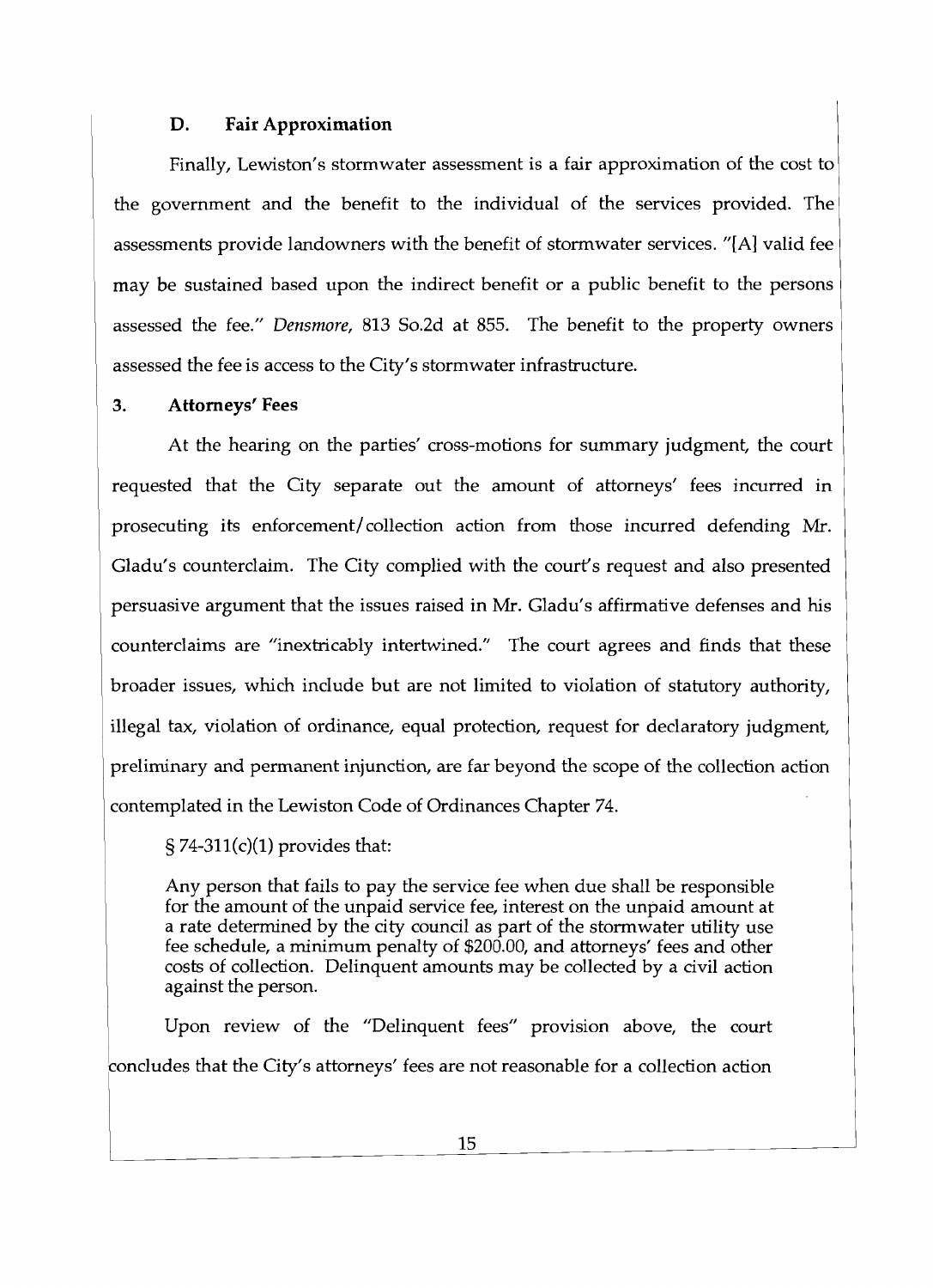### D. Fair Approximation

Finally, Lewiston's stormwater assessment is a fair approximation of the cost to the government and the benefit to the individual of the services provided. The assessments provide landowners with the benefit of stormwater services. "[A] valid fee may be sustained based upon the indirect benefit or a public benefit to the persons assessed the fee." *Densmore*, 813 So.2d at 855. The benefit to the property owners assessed the fee is access to the City's stormwater infrastructure.

## 3. Attorneys' Fees

At the hearing on the parties' cross-motions for summary judgment, the court requested that the City separate out the amount of attorneys' fees incurred in prosecuting its enforcement/collection action from those incurred defending Mr. Gladu's counterclaim. The City complied with the court's request and also presented persuasive argument that the issues raised in Mr. Gladu's affirmative defenses and his counterclaims are "inextricably intertwined." The court agrees and finds that these broader issues, which include but are not limited to violation of statutory authority, illegal tax, violation of ordinance, equal protection, request for declaratory judgment, preliminary and permanent injunction, are far beyond the scope of the collection action contemplated in the Lewiston Code of Ordinances Chapter 74.

§ 74-311(c)(1) provides that:

> Any person that fails to pay the service fee when due shall be responsible for the amount of the unpaid service fee, interest on the unpaid amount at a rate determined by the city council as part of the stormwater utility use fee schedule, a minimum penalty of $200.00, and attorneys' fees and other costs of collection. Delinquent amounts may be collected by a civil action against the person.

Upon review of the "Delinquent fees" provision above, the court concludes that the City's attorneys' fees are not reasonable for a collection action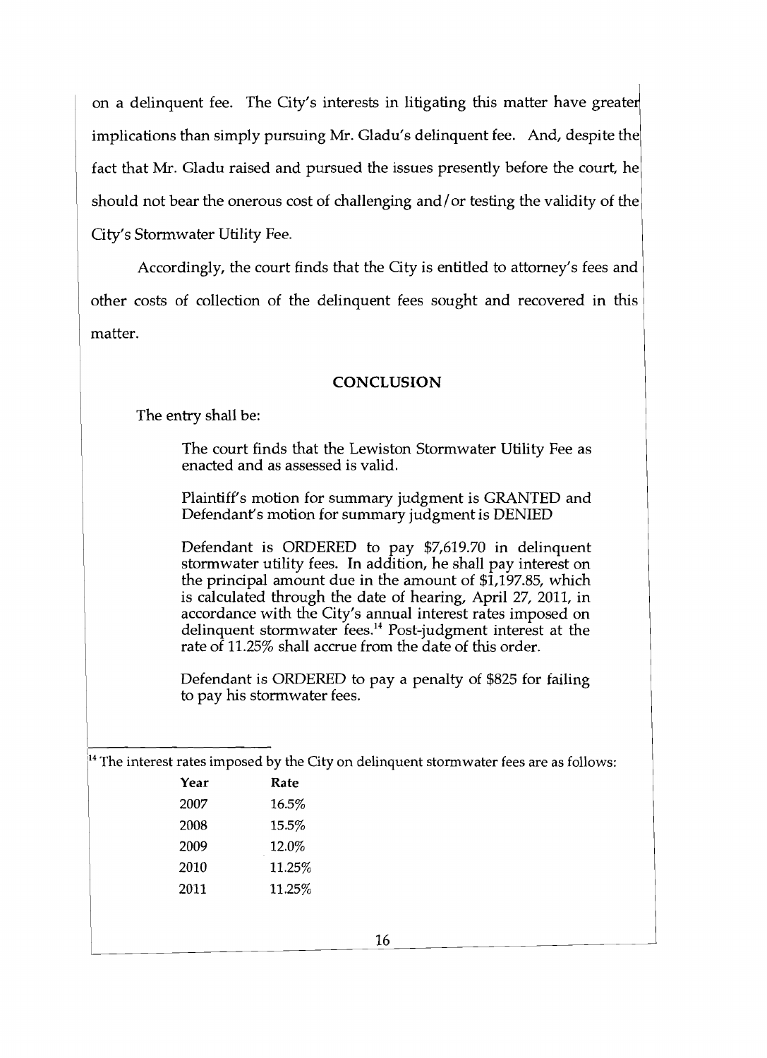on a delinquent fee. The City's interests in litigating this matter have greater implications than simply pursuing Mr. Gladu's delinquent fee. And, despite the fact that Mr. Gladu raised and pursued the issues presently before the court, he should not bear the onerous cost of challenging and/or testing the validity of the City's Stormwater Utility Fee.

Accordingly, the court finds that the City is entitled to attorney's fees and other costs of collection of the delinquent fees sought and recovered in this matter.

## CONCLUSION

The entry shall be:

> The court finds that the Lewiston Stormwater Utility Fee as enacted and as assessed is valid.
>
> Plaintiff's motion for summary judgment is GRANTED and Defendant's motion for summary judgment is DENIED
>
> Defendant is ORDERED to pay $7,619.70 in delinquent stormwater utility fees. In addition, he shall pay interest on the principal amount due in the amount of $1,197.85, which is calculated through the date of hearing, April 27, 2011, in accordance with the City's annual interest rates imposed on delinquent stormwater fees.[14] Post-judgment interest at the rate of 11.25% shall accrue from the date of this order.
>
> Defendant is ORDERED to pay a penalty of $825 for failing to pay his stormwater fees.

---

[14] The interest rates imposed by the City on delinquent stormwater fees are as follows:

| Year | Rate |
|---|---|
| 2007 | 16.5% |
| 2008 | 15.5% |
| 2009 | 12.0% |
| 2010 | 11.25% |
| 2011 | 11.25% |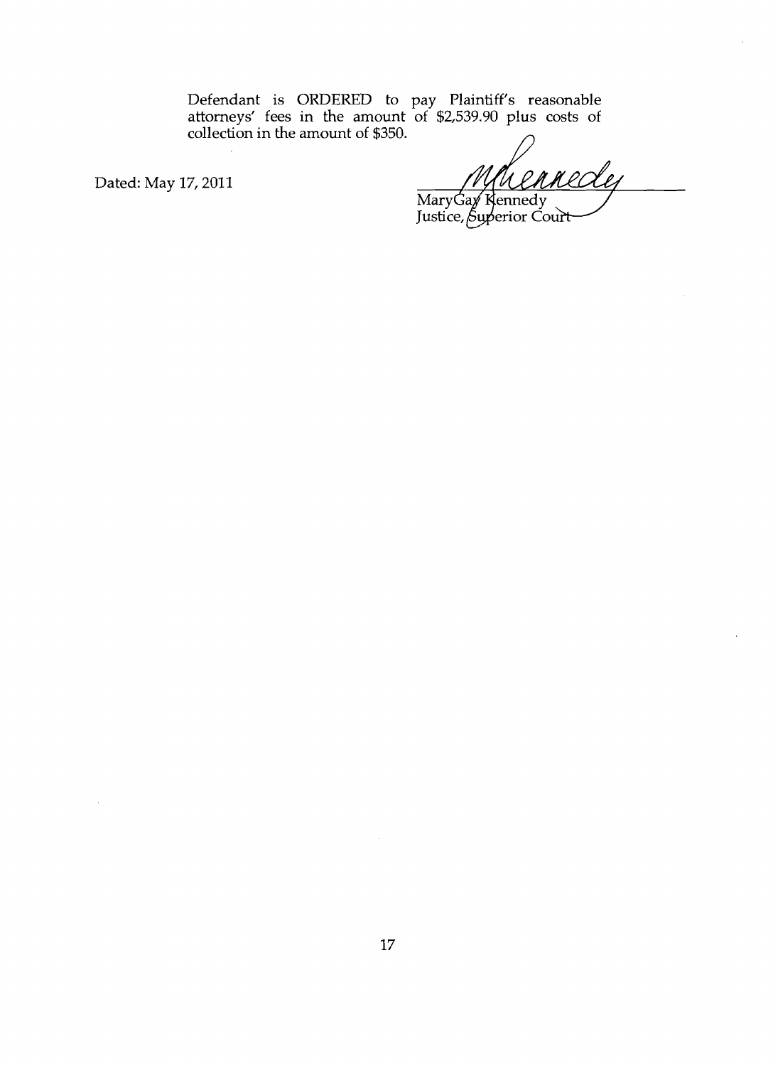Defendant is ORDERED to pay Plaintiff's reasonable attorneys' fees in the amount of $2,539.90 plus costs of collection in the amount of $350.

Dated: May 17, 2011

MaryGay Kennedy
Justice, Superior Court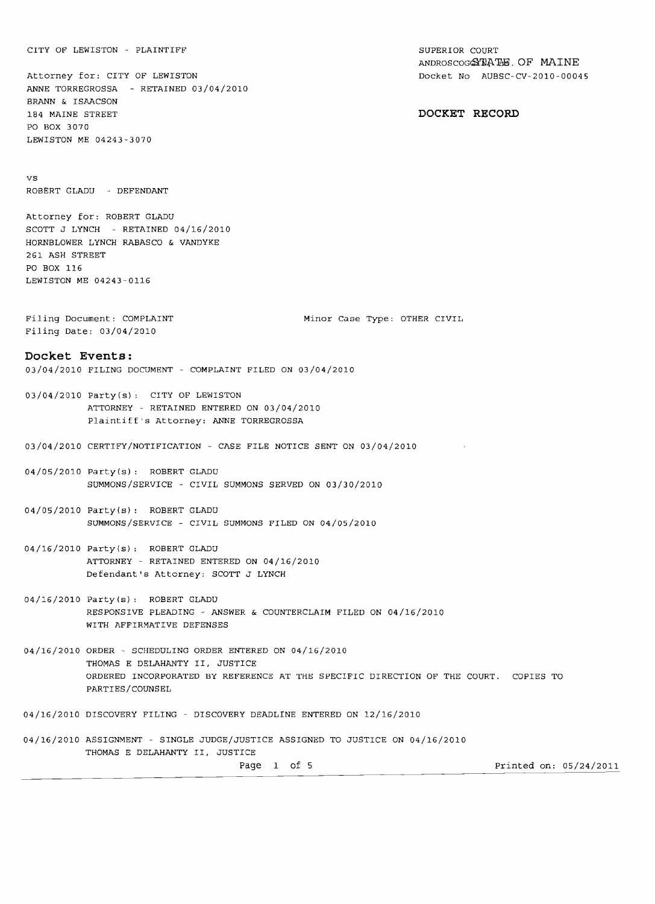CITY OF LEWISTON - PLAINTIFF

Attorney for: CITY OF LEWISTON
ANNE TORREGROSSA - RETAINED 03/04/2010
BRANN & ISAACSON
184 MAINE STREET
PO BOX 3070
LEWISTON ME 04243-3070

SUPERIOR COURT
ANDROSCOGGIN, ss. STATE OF MAINE
Docket No AUBSC-CV-2010-00045

**DOCKET RECORD**

vs
ROBERT GLADU - DEFENDANT

Attorney for: ROBERT GLADU
SCOTT J LYNCH - RETAINED 04/16/2010
HORNBLOWER LYNCH RABASCO & VANDYKE
261 ASH STREET
PO BOX 116
LEWISTON ME 04243-0116

Filing Document: COMPLAINT
Filing Date: 03/04/2010

Minor Case Type: OTHER CIVIL

## Docket Events:

03/04/2010 FILING DOCUMENT - COMPLAINT FILED ON 03/04/2010

03/04/2010 Party(s): CITY OF LEWISTON
ATTORNEY - RETAINED ENTERED ON 03/04/2010
Plaintiff's Attorney: ANNE TORREGROSSA

03/04/2010 CERTIFY/NOTIFICATION - CASE FILE NOTICE SENT ON 03/04/2010

04/05/2010 Party(s): ROBERT GLADU
SUMMONS/SERVICE - CIVIL SUMMONS SERVED ON 03/30/2010

04/05/2010 Party(s): ROBERT GLADU
SUMMONS/SERVICE - CIVIL SUMMONS FILED ON 04/05/2010

04/16/2010 Party(s): ROBERT GLADU
ATTORNEY - RETAINED ENTERED ON 04/16/2010
Defendant's Attorney: SCOTT J LYNCH

04/16/2010 Party(s): ROBERT GLADU
RESPONSIVE PLEADING - ANSWER & COUNTERCLAIM FILED ON 04/16/2010
WITH AFFIRMATIVE DEFENSES

04/16/2010 ORDER - SCHEDULING ORDER ENTERED ON 04/16/2010
THOMAS E DELAHANTY II, JUSTICE
ORDERED INCORPORATED BY REFERENCE AT THE SPECIFIC DIRECTION OF THE COURT. COPIES TO PARTIES/COUNSEL

04/16/2010 DISCOVERY FILING - DISCOVERY DEADLINE ENTERED ON 12/16/2010

04/16/2010 ASSIGNMENT - SINGLE JUDGE/JUSTICE ASSIGNED TO JUSTICE ON 04/16/2010
THOMAS E DELAHANTY II, JUSTICE